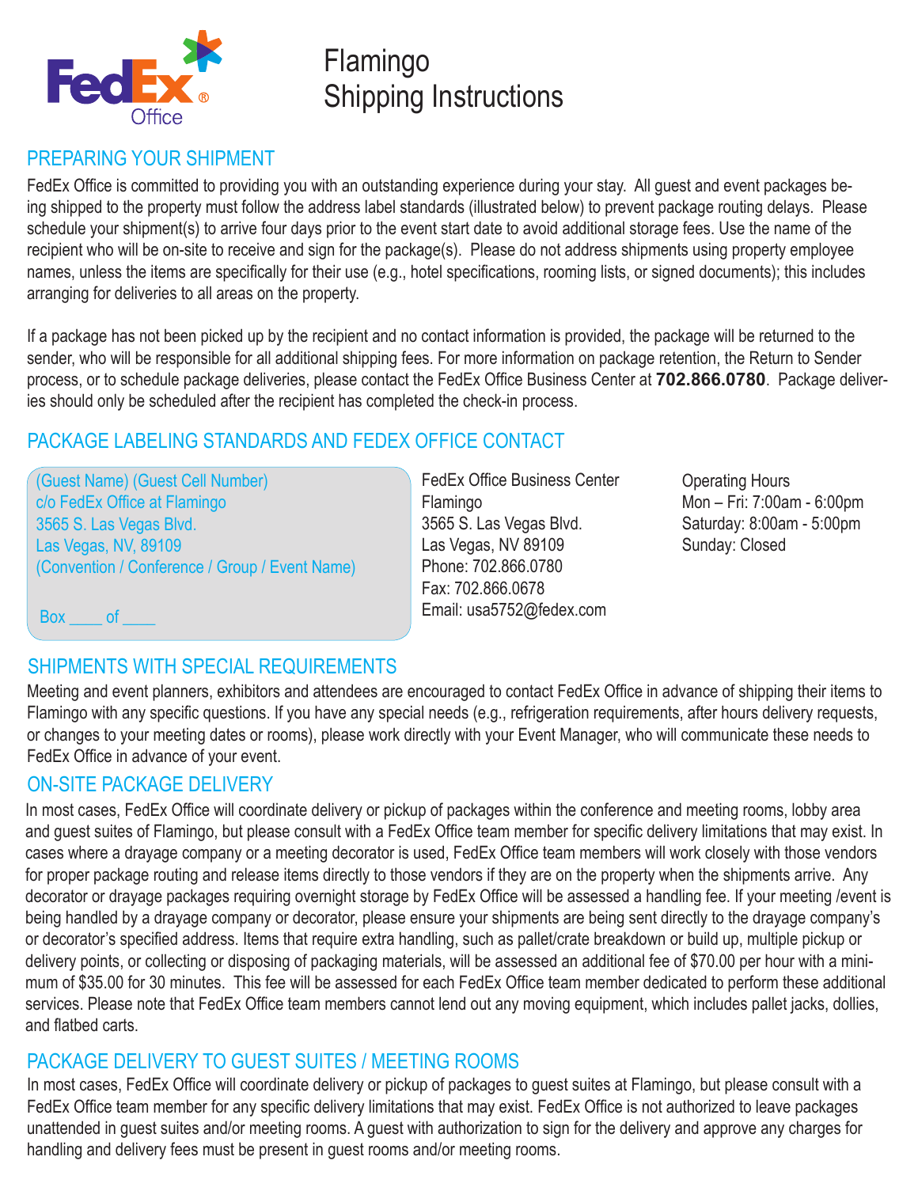# Flamingo Shipping Instructions

## PREPARING YOUR SHIPMENT

FedEx Office is committed to providing you with an outstanding experience during your stay. All guest and event packages being shipped to the property must follow the address label standards (illustrated below) to prevent package routing delays. Please schedule your shipment(s) to arrive four days prior to the event start date to avoid additional storage fees. Use the name of the recipient who will be on-site to receive and sign for the package(s). Please do not address shipments using property employee names, unless the items are specifically for their use (e.g., hotel specifications, rooming lists, or signed documents); this includes arranging for deliveries to all areas on the property.

If a package has not been picked up by the recipient and no contact information is provided, the package will be returned to the sender, who will be responsible for all additional shipping fees. For more information on package retention, the Return to Sender process, or to schedule package deliveries, please contact the FedEx Office Business Center at **702.866.0780**. Package deliveries should only be scheduled after the recipient has completed the check-in process.

## PACKAGE LABELING STANDARDS AND FEDEX OFFICE CONTACT

(Guest Name) (Guest Cell Number)
c/o FedEx Office at Flamingo
3565 S. Las Vegas Blvd.
Las Vegas, NV, 89109
(Convention / Conference / Group / Event Name)

Box ____ of ____

FedEx Office Business Center
Flamingo
3565 S. Las Vegas Blvd.
Las Vegas, NV 89109
Phone: 702.866.0780
Fax: 702.866.0678
Email: usa5752@fedex.com

Operating Hours
Mon – Fri: 7:00am - 6:00pm
Saturday: 8:00am - 5:00pm
Sunday: Closed

## SHIPMENTS WITH SPECIAL REQUIREMENTS

Meeting and event planners, exhibitors and attendees are encouraged to contact FedEx Office in advance of shipping their items to Flamingo with any specific questions. If you have any special needs (e.g., refrigeration requirements, after hours delivery requests, or changes to your meeting dates or rooms), please work directly with your Event Manager, who will communicate these needs to FedEx Office in advance of your event.

## ON-SITE PACKAGE DELIVERY

In most cases, FedEx Office will coordinate delivery or pickup of packages within the conference and meeting rooms, lobby area and guest suites of Flamingo, but please consult with a FedEx Office team member for specific delivery limitations that may exist. In cases where a drayage company or a meeting decorator is used, FedEx Office team members will work closely with those vendors for proper package routing and release items directly to those vendors if they are on the property when the shipments arrive. Any decorator or drayage packages requiring overnight storage by FedEx Office will be assessed a handling fee. If your meeting /event is being handled by a drayage company or decorator, please ensure your shipments are being sent directly to the drayage company's or decorator's specified address. Items that require extra handling, such as pallet/crate breakdown or build up, multiple pickup or delivery points, or collecting or disposing of packaging materials, will be assessed an additional fee of $70.00 per hour with a minimum of $35.00 for 30 minutes. This fee will be assessed for each FedEx Office team member dedicated to perform these additional services. Please note that FedEx Office team members cannot lend out any moving equipment, which includes pallet jacks, dollies, and flatbed carts.

## PACKAGE DELIVERY TO GUEST SUITES / MEETING ROOMS

In most cases, FedEx Office will coordinate delivery or pickup of packages to guest suites at Flamingo, but please consult with a FedEx Office team member for any specific delivery limitations that may exist. FedEx Office is not authorized to leave packages unattended in guest suites and/or meeting rooms. A guest with authorization to sign for the delivery and approve any charges for handling and delivery fees must be present in guest rooms and/or meeting rooms.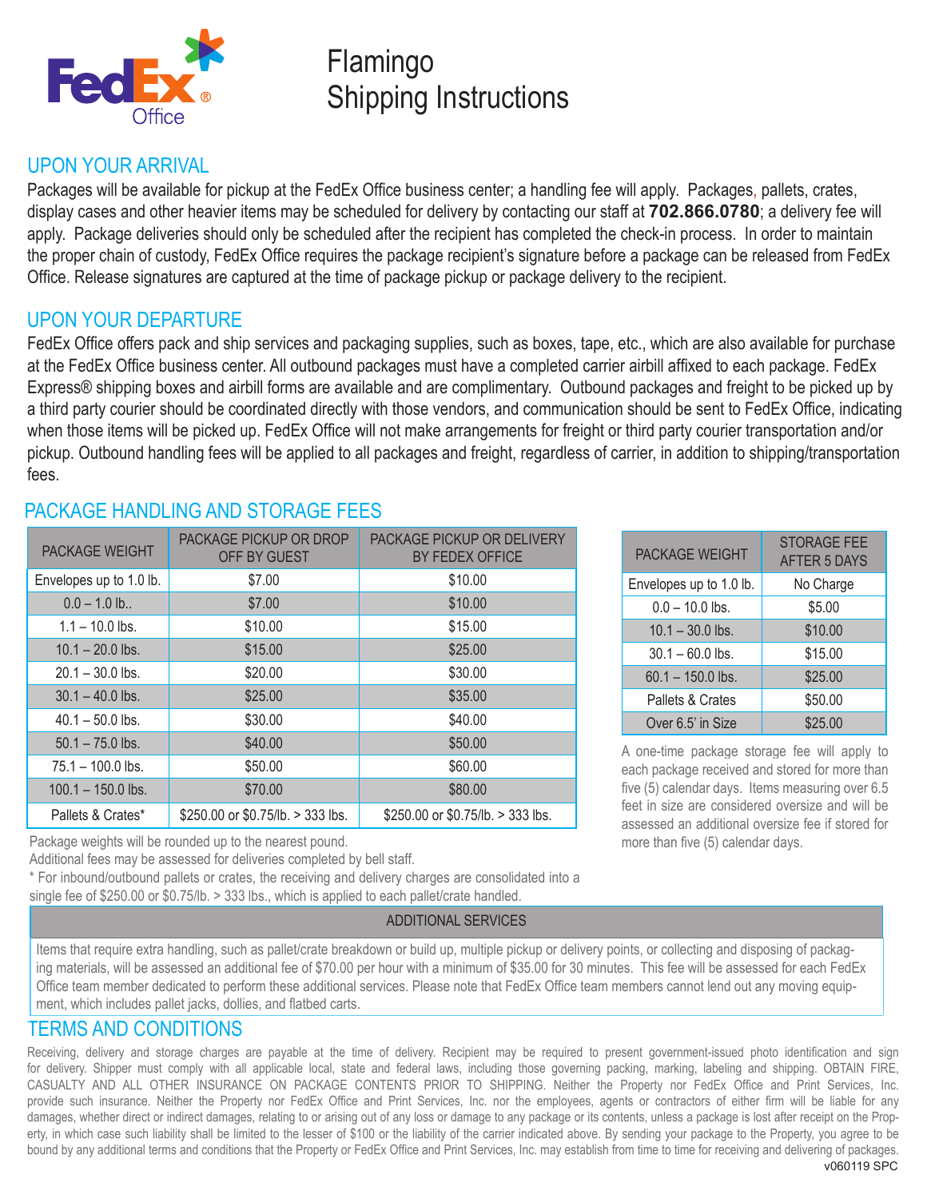FedEx Office

# Flamingo Shipping Instructions

## UPON YOUR ARRIVAL

Packages will be available for pickup at the FedEx Office business center; a handling fee will apply. Packages, pallets, crates, display cases and other heavier items may be scheduled for delivery by contacting our staff at **702.866.0780**; a delivery fee will apply. Package deliveries should only be scheduled after the recipient has completed the check-in process. In order to maintain the proper chain of custody, FedEx Office requires the package recipient's signature before a package can be released from FedEx Office. Release signatures are captured at the time of package pickup or package delivery to the recipient.

## UPON YOUR DEPARTURE

FedEx Office offers pack and ship services and packaging supplies, such as boxes, tape, etc., which are also available for purchase at the FedEx Office business center. All outbound packages must have a completed carrier airbill affixed to each package. FedEx Express® shipping boxes and airbill forms are available and are complimentary. Outbound packages and freight to be picked up by a third party courier should be coordinated directly with those vendors, and communication should be sent to FedEx Office, indicating when those items will be picked up. FedEx Office will not make arrangements for freight or third party courier transportation and/or pickup. Outbound handling fees will be applied to all packages and freight, regardless of carrier, in addition to shipping/transportation fees.

## PACKAGE HANDLING AND STORAGE FEES

| PACKAGE WEIGHT | PACKAGE PICKUP OR DROP OFF BY GUEST | PACKAGE PICKUP OR DELIVERY BY FEDEX OFFICE |
|---|---|---|
| Envelopes up to 1.0 lb. | $7.00 | $10.00 |
| 0.0 – 1.0 lb.. | $7.00 | $10.00 |
| 1.1 – 10.0 lbs. | $10.00 | $15.00 |
| 10.1 – 20.0 lbs. | $15.00 | $25.00 |
| 20.1 – 30.0 lbs. | $20.00 | $30.00 |
| 30.1 – 40.0 lbs. | $25.00 | $35.00 |
| 40.1 – 50.0 lbs. | $30.00 | $40.00 |
| 50.1 – 75.0 lbs. | $40.00 | $50.00 |
| 75.1 – 100.0 lbs. | $50.00 | $60.00 |
| 100.1 – 150.0 lbs. | $70.00 | $80.00 |
| Pallets & Crates* | $250.00 or $0.75/lb. > 333 lbs. | $250.00 or $0.75/lb. > 333 lbs. |

Package weights will be rounded up to the nearest pound.

Additional fees may be assessed for deliveries completed by bell staff.

* For inbound/outbound pallets or crates, the receiving and delivery charges are consolidated into a single fee of $250.00 or $0.75/lb. > 333 lbs., which is applied to each pallet/crate handled.

| PACKAGE WEIGHT | STORAGE FEE AFTER 5 DAYS |
|---|---|
| Envelopes up to 1.0 lb. | No Charge |
| 0.0 – 10.0 lbs. | $5.00 |
| 10.1 – 30.0 lbs. | $10.00 |
| 30.1 – 60.0 lbs. | $15.00 |
| 60.1 – 150.0 lbs. | $25.00 |
| Pallets & Crates | $50.00 |
| Over 6.5' in Size | $25.00 |

A one-time package storage fee will apply to each package received and stored for more than five (5) calendar days. Items measuring over 6.5 feet in size are considered oversize and will be assessed an additional oversize fee if stored for more than five (5) calendar days.

### ADDITIONAL SERVICES

Items that require extra handling, such as pallet/crate breakdown or build up, multiple pickup or delivery points, or collecting and disposing of packaging materials, will be assessed an additional fee of $70.00 per hour with a minimum of $35.00 for 30 minutes. This fee will be assessed for each FedEx Office team member dedicated to perform these additional services. Please note that FedEx Office team members cannot lend out any moving equipment, which includes pallet jacks, dollies, and flatbed carts.

## TERMS AND CONDITIONS

Receiving, delivery and storage charges are payable at the time of delivery. Recipient may be required to present government-issued photo identification and sign for delivery. Shipper must comply with all applicable local, state and federal laws, including those governing packing, marking, labeling and shipping. OBTAIN FIRE, CASUALTY AND ALL OTHER INSURANCE ON PACKAGE CONTENTS PRIOR TO SHIPPING. Neither the Property nor FedEx Office and Print Services, Inc. provide such insurance. Neither the Property nor FedEx Office and Print Services, Inc. nor the employees, agents or contractors of either firm will be liable for any damages, whether direct or indirect damages, relating to or arising out of any loss or damage to any package or its contents, unless a package is lost after receipt on the Property, in which case such liability shall be limited to the lesser of $100 or the liability of the carrier indicated above. By sending your package to the Property, you agree to be bound by any additional terms and conditions that the Property or FedEx Office and Print Services, Inc. may establish from time to time for receiving and delivering of packages.

v060119 SPC